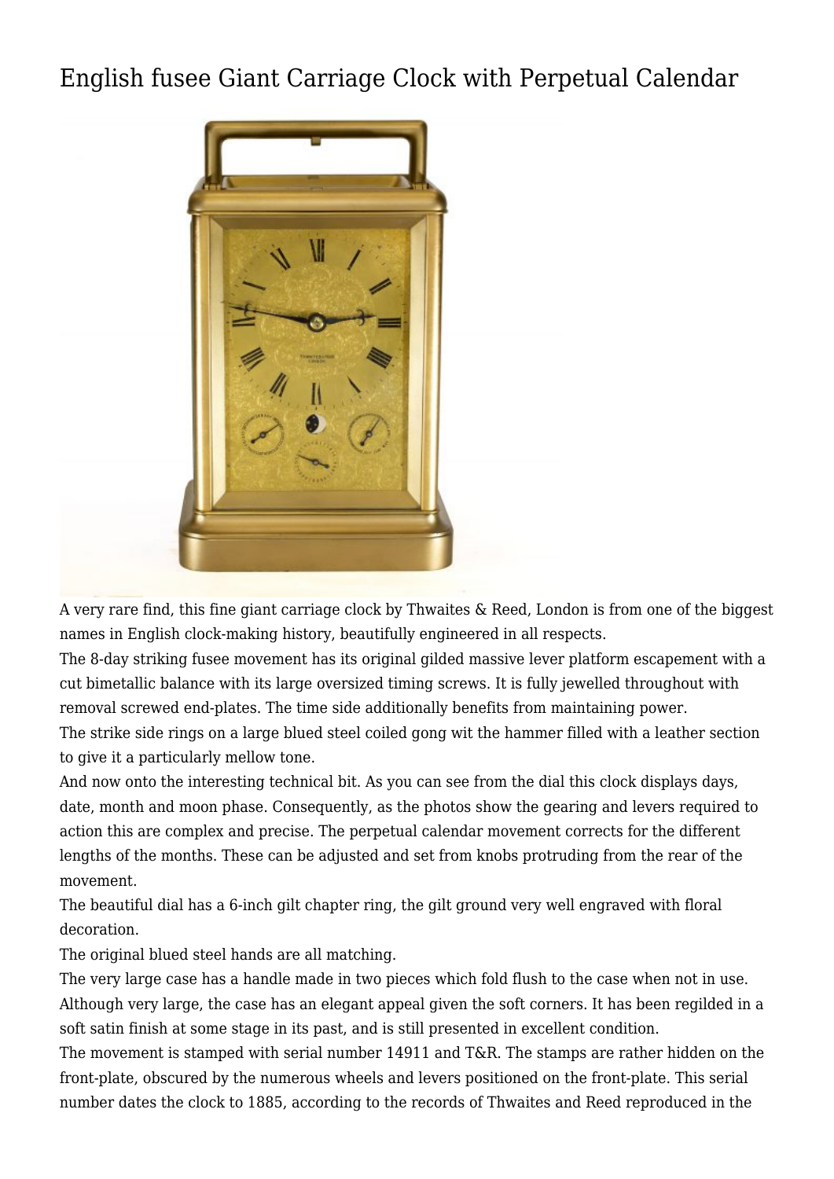# English fusee Giant Carriage Clock with Perpetual Calendar

A very rare find, this fine giant carriage clock by Thwaites & Reed, London is from one of the biggest names in English clock-making history, beautifully engineered in all respects.

The 8-day striking fusee movement has its original gilded massive lever platform escapement with a cut bimetallic balance with its large oversized timing screws. It is fully jewelled throughout with removal screwed end-plates. The time side additionally benefits from maintaining power.

The strike side rings on a large blued steel coiled gong wit the hammer filled with a leather section to give it a particularly mellow tone.

And now onto the interesting technical bit. As you can see from the dial this clock displays days, date, month and moon phase. Consequently, as the photos show the gearing and levers required to action this are complex and precise. The perpetual calendar movement corrects for the different lengths of the months. These can be adjusted and set from knobs protruding from the rear of the movement.

The beautiful dial has a 6-inch gilt chapter ring, the gilt ground very well engraved with floral decoration.

The original blued steel hands are all matching.

The very large case has a handle made in two pieces which fold flush to the case when not in use. Although very large, the case has an elegant appeal given the soft corners. It has been regilded in a soft satin finish at some stage in its past, and is still presented in excellent condition.

The movement is stamped with serial number 14911 and T&R. The stamps are rather hidden on the front-plate, obscured by the numerous wheels and levers positioned on the front-plate. This serial number dates the clock to 1885, according to the records of Thwaites and Reed reproduced in the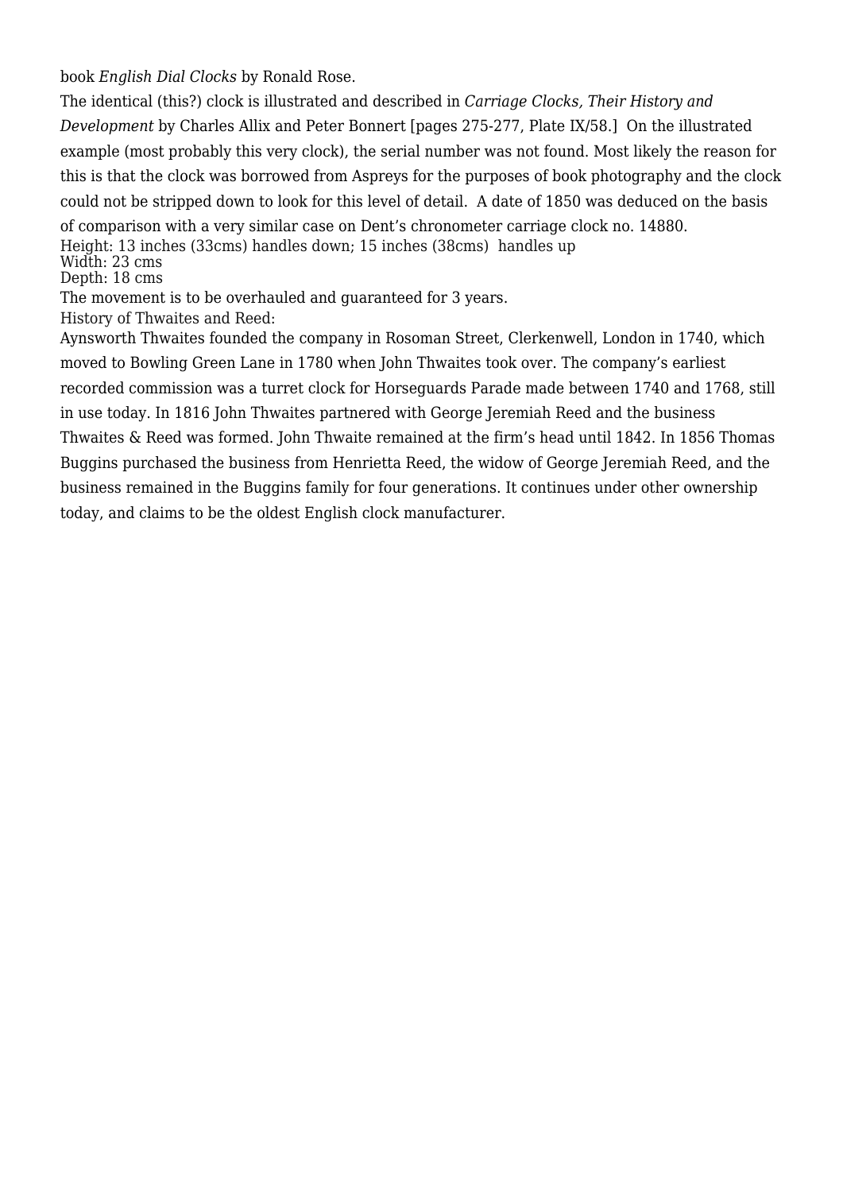book *English Dial Clocks* by Ronald Rose.

The identical (this?) clock is illustrated and described in *Carriage Clocks, Their History and Development* by Charles Allix and Peter Bonnert [pages 275-277, Plate IX/58.] On the illustrated example (most probably this very clock), the serial number was not found. Most likely the reason for this is that the clock was borrowed from Aspreys for the purposes of book photography and the clock could not be stripped down to look for this level of detail. A date of 1850 was deduced on the basis of comparison with a very similar case on Dent's chronometer carriage clock no. 14880.

Height: 13 inches (33cms) handles down; 15 inches (38cms) handles up
Width: 23 cms
Depth: 18 cms

The movement is to be overhauled and guaranteed for 3 years.

History of Thwaites and Reed:

Aynsworth Thwaites founded the company in Rosoman Street, Clerkenwell, London in 1740, which moved to Bowling Green Lane in 1780 when John Thwaites took over. The company's earliest recorded commission was a turret clock for Horseguards Parade made between 1740 and 1768, still in use today. In 1816 John Thwaites partnered with George Jeremiah Reed and the business Thwaites & Reed was formed. John Thwaite remained at the firm's head until 1842. In 1856 Thomas Buggins purchased the business from Henrietta Reed, the widow of George Jeremiah Reed, and the business remained in the Buggins family for four generations. It continues under other ownership today, and claims to be the oldest English clock manufacturer.